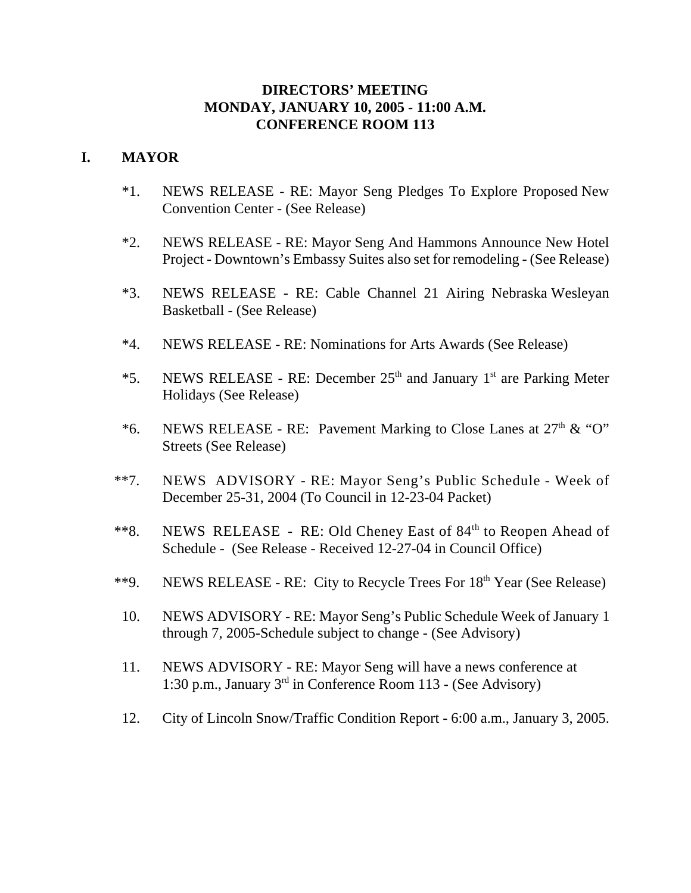**DIRECTORS' MEETING**
**MONDAY, JANUARY 10, 2005 - 11:00 A.M.**
**CONFERENCE ROOM 113**

## I. MAYOR

*1. NEWS RELEASE - RE: Mayor Seng Pledges To Explore Proposed New Convention Center - (See Release)

*2. NEWS RELEASE - RE: Mayor Seng And Hammons Announce New Hotel Project - Downtown's Embassy Suites also set for remodeling - (See Release)

*3. NEWS RELEASE - RE: Cable Channel 21 Airing Nebraska Wesleyan Basketball - (See Release)

*4. NEWS RELEASE - RE: Nominations for Arts Awards (See Release)

*5. NEWS RELEASE - RE: December 25th and January 1st are Parking Meter Holidays (See Release)

*6. NEWS RELEASE - RE: Pavement Marking to Close Lanes at 27th & "O" Streets (See Release)

**7. NEWS ADVISORY - RE: Mayor Seng's Public Schedule - Week of December 25-31, 2004 (To Council in 12-23-04 Packet)

**8. NEWS RELEASE - RE: Old Cheney East of 84th to Reopen Ahead of Schedule - (See Release - Received 12-27-04 in Council Office)

**9. NEWS RELEASE - RE: City to Recycle Trees For 18th Year (See Release)

10. NEWS ADVISORY - RE: Mayor Seng's Public Schedule Week of January 1 through 7, 2005-Schedule subject to change - (See Advisory)

11. NEWS ADVISORY - RE: Mayor Seng will have a news conference at 1:30 p.m., January 3rd in Conference Room 113 - (See Advisory)

12. City of Lincoln Snow/Traffic Condition Report - 6:00 a.m., January 3, 2005.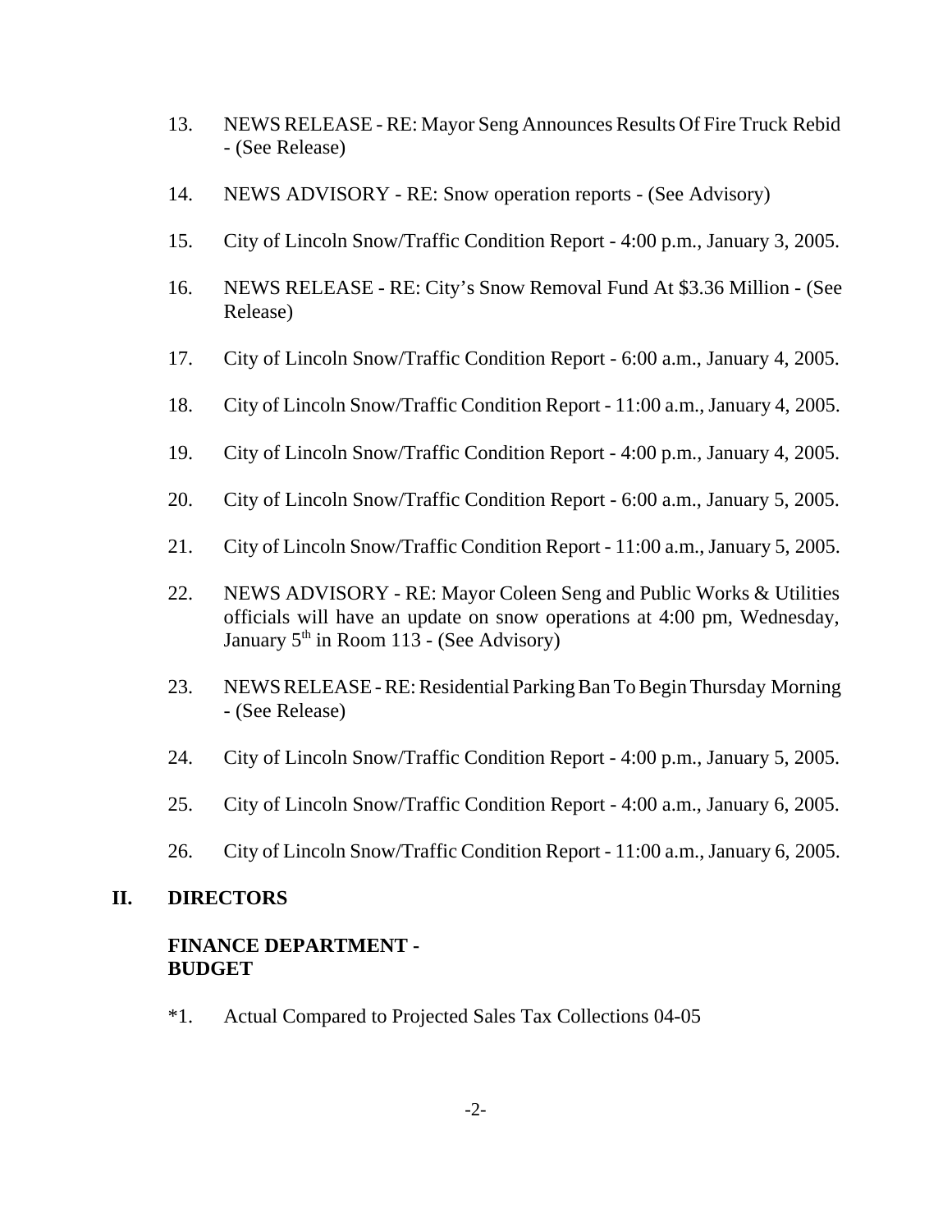13. NEWS RELEASE - RE: Mayor Seng Announces Results Of Fire Truck Rebid - (See Release)

14. NEWS ADVISORY - RE: Snow operation reports - (See Advisory)

15. City of Lincoln Snow/Traffic Condition Report - 4:00 p.m., January 3, 2005.

16. NEWS RELEASE - RE: City's Snow Removal Fund At $3.36 Million - (See Release)

17. City of Lincoln Snow/Traffic Condition Report - 6:00 a.m., January 4, 2005.

18. City of Lincoln Snow/Traffic Condition Report - 11:00 a.m., January 4, 2005.

19. City of Lincoln Snow/Traffic Condition Report - 4:00 p.m., January 4, 2005.

20. City of Lincoln Snow/Traffic Condition Report - 6:00 a.m., January 5, 2005.

21. City of Lincoln Snow/Traffic Condition Report - 11:00 a.m., January 5, 2005.

22. NEWS ADVISORY - RE: Mayor Coleen Seng and Public Works & Utilities officials will have an update on snow operations at 4:00 pm, Wednesday, January 5th in Room 113 - (See Advisory)

23. NEWS RELEASE - RE: Residential Parking Ban To Begin Thursday Morning - (See Release)

24. City of Lincoln Snow/Traffic Condition Report - 4:00 p.m., January 5, 2005.

25. City of Lincoln Snow/Traffic Condition Report - 4:00 a.m., January 6, 2005.

26. City of Lincoln Snow/Traffic Condition Report - 11:00 a.m., January 6, 2005.

## II. DIRECTORS

**FINANCE DEPARTMENT - BUDGET**

*1. Actual Compared to Projected Sales Tax Collections 04-05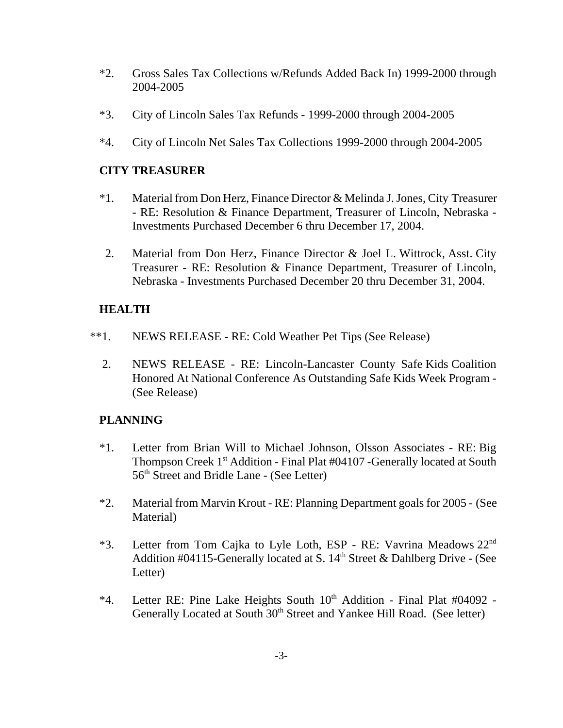*2. Gross Sales Tax Collections w/Refunds Added Back In) 1999-2000 through 2004-2005

*3. City of Lincoln Sales Tax Refunds - 1999-2000 through 2004-2005

*4. City of Lincoln Net Sales Tax Collections 1999-2000 through 2004-2005

**CITY TREASURER**

*1. Material from Don Herz, Finance Director & Melinda J. Jones, City Treasurer - RE: Resolution & Finance Department, Treasurer of Lincoln, Nebraska - Investments Purchased December 6 thru December 17, 2004.

2. Material from Don Herz, Finance Director & Joel L. Wittrock, Asst. City Treasurer - RE: Resolution & Finance Department, Treasurer of Lincoln, Nebraska - Investments Purchased December 20 thru December 31, 2004.

**HEALTH**

**1. NEWS RELEASE - RE: Cold Weather Pet Tips (See Release)

2. NEWS RELEASE - RE: Lincoln-Lancaster County Safe Kids Coalition Honored At National Conference As Outstanding Safe Kids Week Program - (See Release)

**PLANNING**

*1. Letter from Brian Will to Michael Johnson, Olsson Associates - RE: Big Thompson Creek 1st Addition - Final Plat #04107 -Generally located at South 56th Street and Bridle Lane - (See Letter)

*2. Material from Marvin Krout - RE: Planning Department goals for 2005 - (See Material)

*3. Letter from Tom Cajka to Lyle Loth, ESP - RE: Vavrina Meadows 22nd Addition #04115-Generally located at S. 14th Street & Dahlberg Drive - (See Letter)

*4. Letter RE: Pine Lake Heights South 10th Addition - Final Plat #04092 - Generally Located at South 30th Street and Yankee Hill Road. (See letter)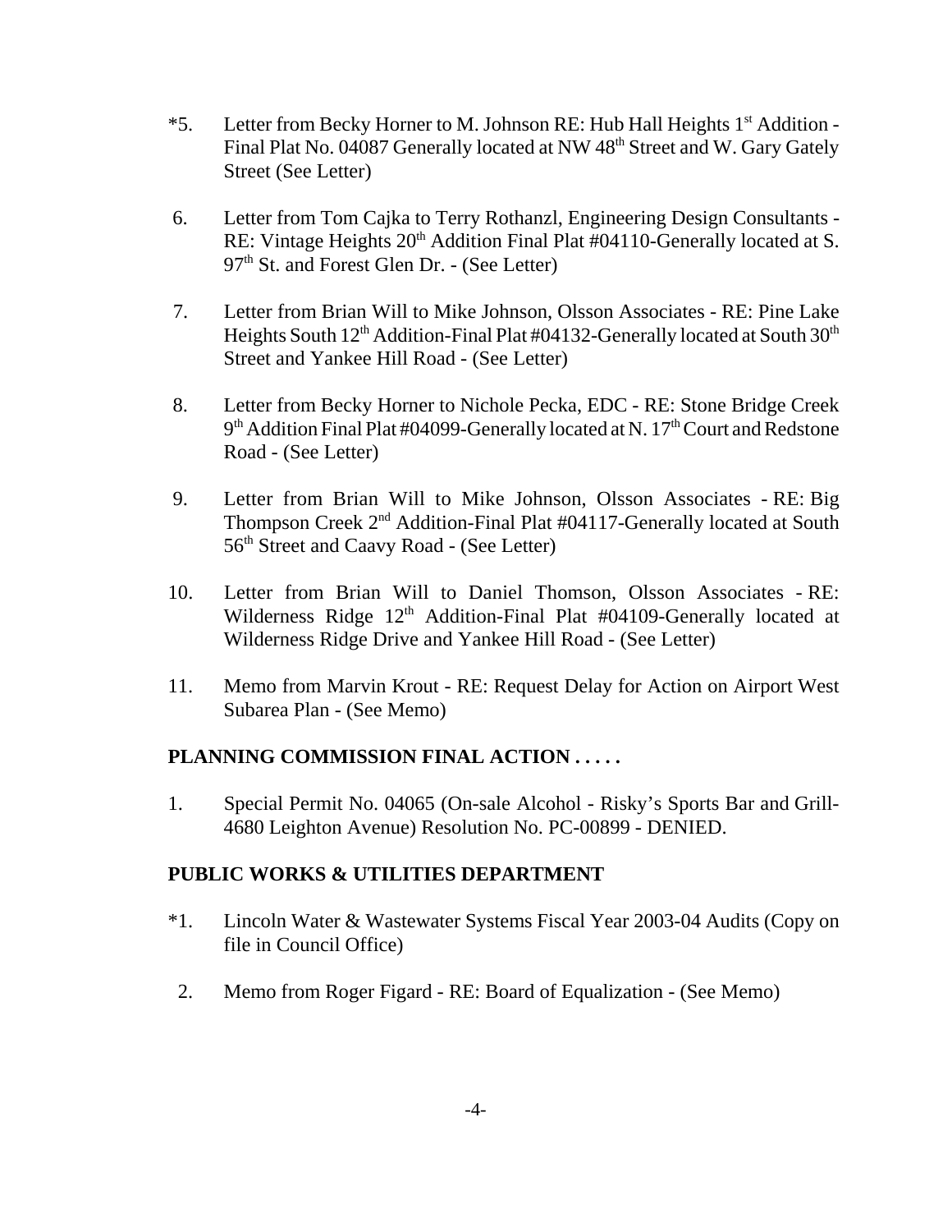*5. Letter from Becky Horner to M. Johnson RE: Hub Hall Heights 1st Addition - Final Plat No. 04087 Generally located at NW 48th Street and W. Gary Gately Street (See Letter)

6. Letter from Tom Cajka to Terry Rothanzl, Engineering Design Consultants - RE: Vintage Heights 20th Addition Final Plat #04110-Generally located at S. 97th St. and Forest Glen Dr. - (See Letter)

7. Letter from Brian Will to Mike Johnson, Olsson Associates - RE: Pine Lake Heights South 12th Addition-Final Plat #04132-Generally located at South 30th Street and Yankee Hill Road - (See Letter)

8. Letter from Becky Horner to Nichole Pecka, EDC - RE: Stone Bridge Creek 9th Addition Final Plat #04099-Generally located at N. 17th Court and Redstone Road - (See Letter)

9. Letter from Brian Will to Mike Johnson, Olsson Associates - RE: Big Thompson Creek 2nd Addition-Final Plat #04117-Generally located at South 56th Street and Caavy Road - (See Letter)

10. Letter from Brian Will to Daniel Thomson, Olsson Associates - RE: Wilderness Ridge 12th Addition-Final Plat #04109-Generally located at Wilderness Ridge Drive and Yankee Hill Road - (See Letter)

11. Memo from Marvin Krout - RE: Request Delay for Action on Airport West Subarea Plan - (See Memo)

## PLANNING COMMISSION FINAL ACTION . . . . .

1. Special Permit No. 04065 (On-sale Alcohol - Risky's Sports Bar and Grill-4680 Leighton Avenue) Resolution No. PC-00899 - DENIED.

## PUBLIC WORKS & UTILITIES DEPARTMENT

*1. Lincoln Water & Wastewater Systems Fiscal Year 2003-04 Audits (Copy on file in Council Office)

2. Memo from Roger Figard - RE: Board of Equalization - (See Memo)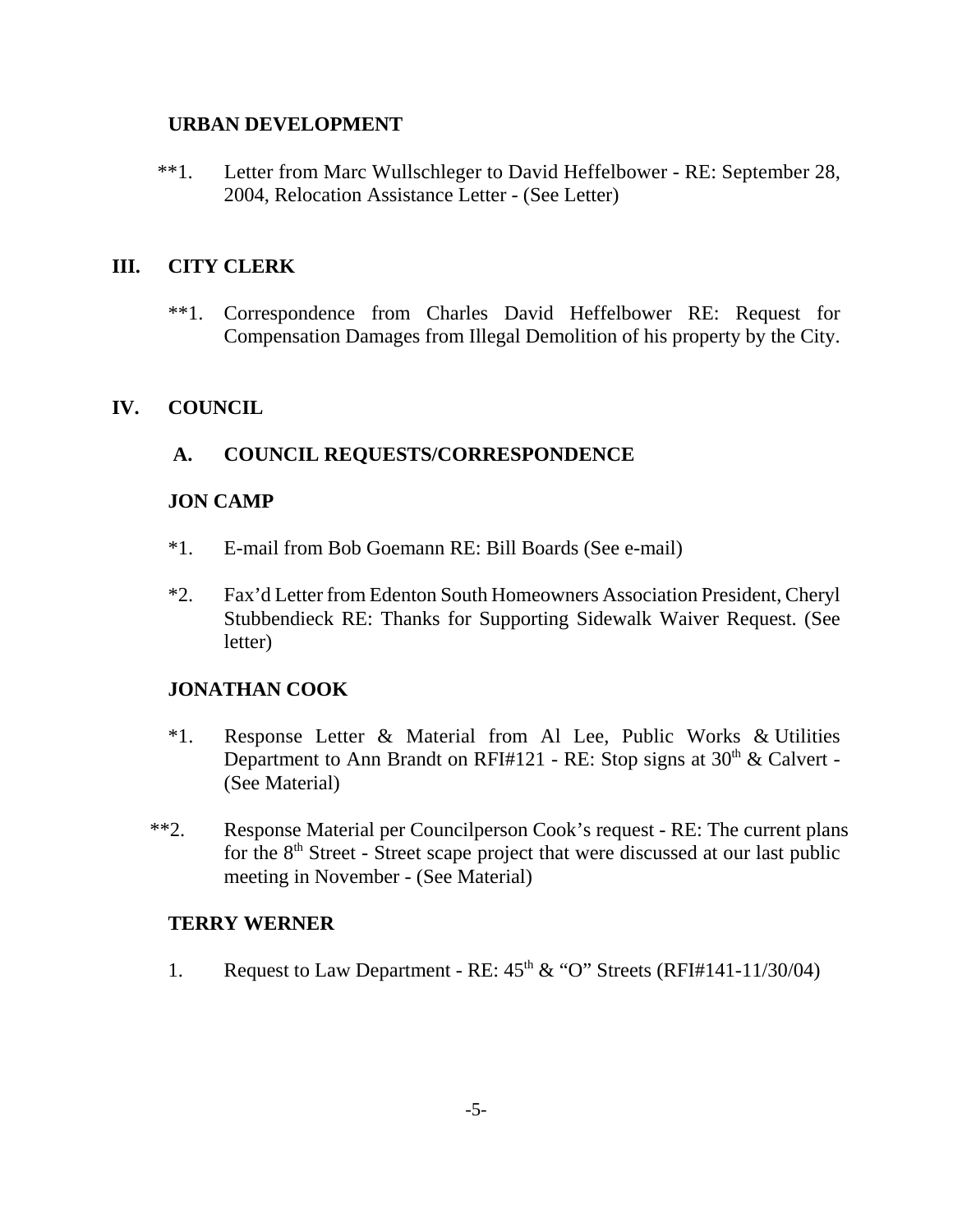**URBAN DEVELOPMENT**

**1. Letter from Marc Wullschleger to David Heffelbower - RE: September 28, 2004, Relocation Assistance Letter - (See Letter)

## III. CITY CLERK

**1. Correspondence from Charles David Heffelbower RE: Request for Compensation Damages from Illegal Demolition of his property by the City.

## IV. COUNCIL

### A. COUNCIL REQUESTS/CORRESPONDENCE

**JON CAMP**

*1. E-mail from Bob Goemann RE: Bill Boards (See e-mail)

*2. Fax'd Letter from Edenton South Homeowners Association President, Cheryl Stubbendieck RE: Thanks for Supporting Sidewalk Waiver Request. (See letter)

**JONATHAN COOK**

*1. Response Letter & Material from Al Lee, Public Works & Utilities Department to Ann Brandt on RFI#121 - RE: Stop signs at 30th & Calvert - (See Material)

**2. Response Material per Councilperson Cook's request - RE: The current plans for the 8th Street - Street scape project that were discussed at our last public meeting in November - (See Material)

**TERRY WERNER**

1. Request to Law Department - RE: 45th & "O" Streets (RFI#141-11/30/04)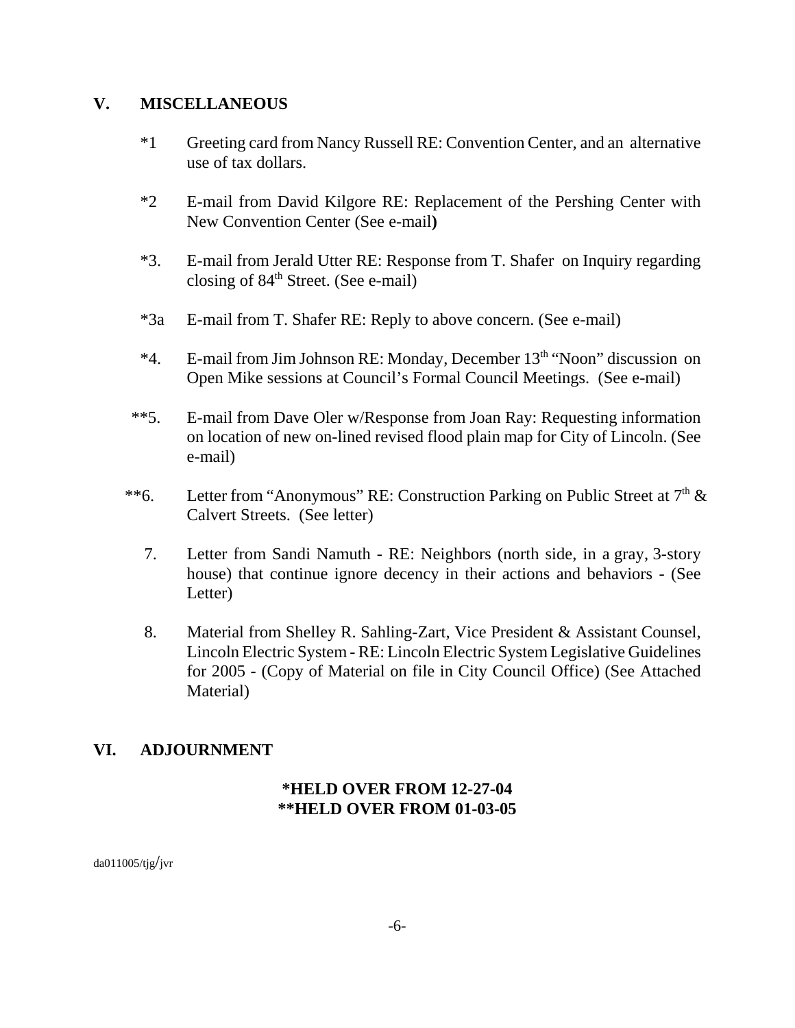## V. MISCELLANEOUS

*1 Greeting card from Nancy Russell RE: Convention Center, and an alternative use of tax dollars.

*2 E-mail from David Kilgore RE: Replacement of the Pershing Center with New Convention Center (See e-mail**)**

*3. E-mail from Jerald Utter RE: Response from T. Shafer on Inquiry regarding closing of 84th Street. (See e-mail)

*3a E-mail from T. Shafer RE: Reply to above concern. (See e-mail)

*4. E-mail from Jim Johnson RE: Monday, December 13th "Noon" discussion on Open Mike sessions at Council's Formal Council Meetings. (See e-mail)

**5. E-mail from Dave Oler w/Response from Joan Ray: Requesting information on location of new on-lined revised flood plain map for City of Lincoln. (See e-mail)

**6. Letter from "Anonymous" RE: Construction Parking on Public Street at 7th & Calvert Streets. (See letter)

7. Letter from Sandi Namuth - RE: Neighbors (north side, in a gray, 3-story house) that continue ignore decency in their actions and behaviors - (See Letter)

8. Material from Shelley R. Sahling-Zart, Vice President & Assistant Counsel, Lincoln Electric System - RE: Lincoln Electric System Legislative Guidelines for 2005 - (Copy of Material on file in City Council Office) (See Attached Material)

## VI. ADJOURNMENT

**\*HELD OVER FROM 12-27-04**
**\*\*HELD OVER FROM 01-03-05**

da011005/tjg/jvr